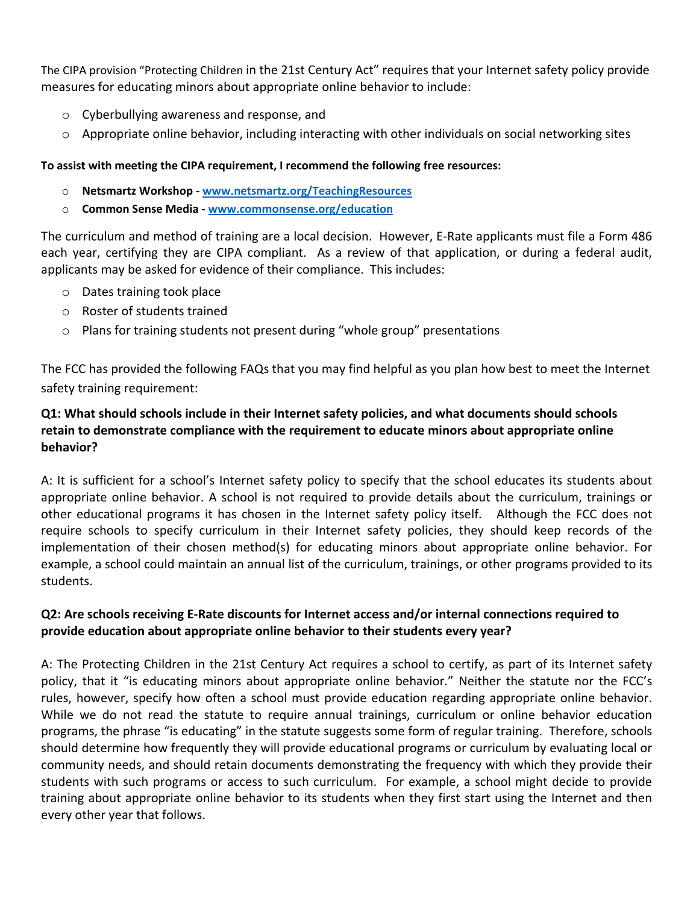The CIPA provision "Protecting Children in the 21st Century Act" requires that your Internet safety policy provide measures for educating minors about appropriate online behavior to include:

- Cyberbullying awareness and response, and
- Appropriate online behavior, including interacting with other individuals on social networking sites

**To assist with meeting the CIPA requirement, I recommend the following free resources:**

- **Netsmartz Workshop - [www.netsmartz.org/TeachingResources](http://www.netsmartz.org/TeachingResources)**
- **Common Sense Media - [www.commonsense.org/education](http://www.commonsense.org/education)**

The curriculum and method of training are a local decision. However, E-Rate applicants must file a Form 486 each year, certifying they are CIPA compliant. As a review of that application, or during a federal audit, applicants may be asked for evidence of their compliance. This includes:

- Dates training took place
- Roster of students trained
- Plans for training students not present during "whole group" presentations

The FCC has provided the following FAQs that you may find helpful as you plan how best to meet the Internet safety training requirement:

**Q1: What should schools include in their Internet safety policies, and what documents should schools retain to demonstrate compliance with the requirement to educate minors about appropriate online behavior?**

A: It is sufficient for a school's Internet safety policy to specify that the school educates its students about appropriate online behavior. A school is not required to provide details about the curriculum, trainings or other educational programs it has chosen in the Internet safety policy itself. Although the FCC does not require schools to specify curriculum in their Internet safety policies, they should keep records of the implementation of their chosen method(s) for educating minors about appropriate online behavior. For example, a school could maintain an annual list of the curriculum, trainings, or other programs provided to its students.

**Q2: Are schools receiving E-Rate discounts for Internet access and/or internal connections required to provide education about appropriate online behavior to their students every year?**

A: The Protecting Children in the 21st Century Act requires a school to certify, as part of its Internet safety policy, that it "is educating minors about appropriate online behavior." Neither the statute nor the FCC's rules, however, specify how often a school must provide education regarding appropriate online behavior. While we do not read the statute to require annual trainings, curriculum or online behavior education programs, the phrase "is educating" in the statute suggests some form of regular training. Therefore, schools should determine how frequently they will provide educational programs or curriculum by evaluating local or community needs, and should retain documents demonstrating the frequency with which they provide their students with such programs or access to such curriculum. For example, a school might decide to provide training about appropriate online behavior to its students when they first start using the Internet and then every other year that follows.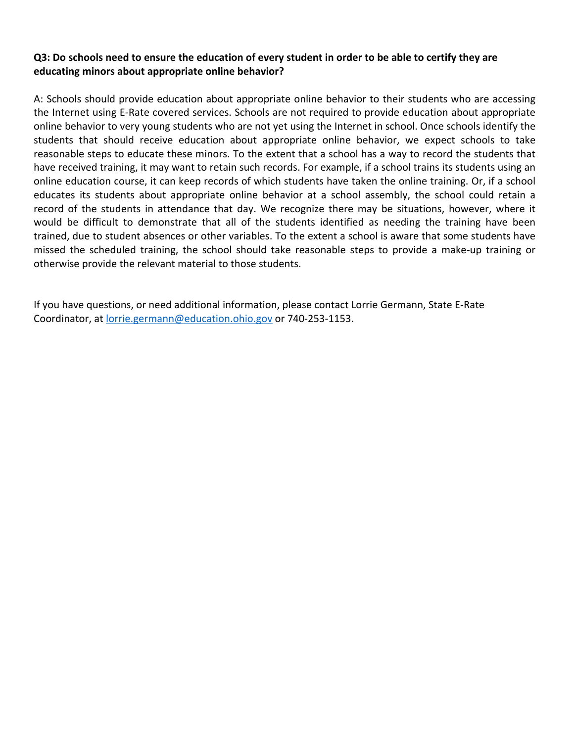**Q3: Do schools need to ensure the education of every student in order to be able to certify they are educating minors about appropriate online behavior?**

A: Schools should provide education about appropriate online behavior to their students who are accessing the Internet using E-Rate covered services. Schools are not required to provide education about appropriate online behavior to very young students who are not yet using the Internet in school. Once schools identify the students that should receive education about appropriate online behavior, we expect schools to take reasonable steps to educate these minors. To the extent that a school has a way to record the students that have received training, it may want to retain such records. For example, if a school trains its students using an online education course, it can keep records of which students have taken the online training. Or, if a school educates its students about appropriate online behavior at a school assembly, the school could retain a record of the students in attendance that day. We recognize there may be situations, however, where it would be difficult to demonstrate that all of the students identified as needing the training have been trained, due to student absences or other variables. To the extent a school is aware that some students have missed the scheduled training, the school should take reasonable steps to provide a make-up training or otherwise provide the relevant material to those students.

If you have questions, or need additional information, please contact Lorrie Germann, State E-Rate Coordinator, at [lorrie.germann@education.ohio.gov](mailto:lorrie.germann@education.ohio.gov) or 740-253-1153.